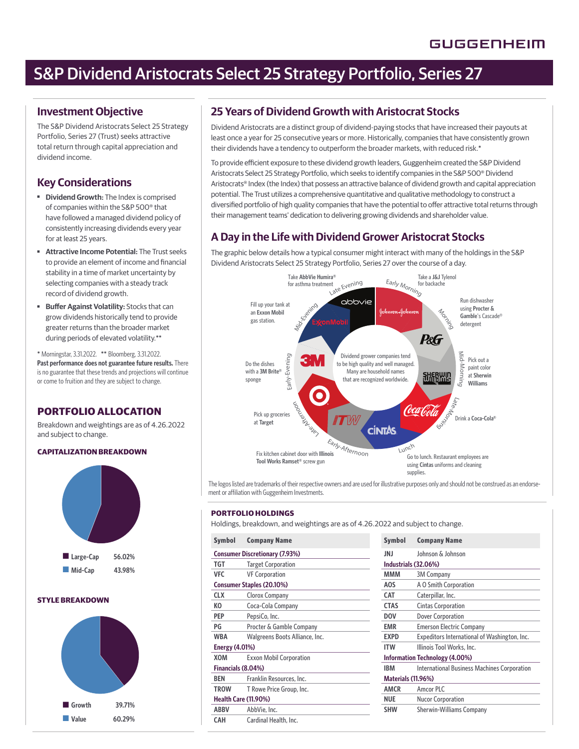# S&P Dividend Aristocrats Select 25 Strategy Portfolio, Series 27

## Investment Objective

The S&P Dividend Aristocrats Select 25 Strategy Portfolio, Series 27 (Trust) seeks attractive total return through capital appreciation and dividend income.

## Key Considerations

- **Dividend Growth:** The Index is comprised of companies within the S&P 500® that have followed a managed dividend policy of consistently increasing dividends every year for at least 25 years.
- **Attractive Income Potential:** The Trust seeks to provide an element of income and financial stability in a time of market uncertainty by selecting companies with a steady track record of dividend growth.
- **Buffer Against Volatility:** Stocks that can grow dividends historically tend to provide greater returns than the broader market during periods of elevated volatility.**

\* Morningstar, 3.31.2022. ** Bloomberg, 3.31.2022.
**Past performance does not guarantee future results.** There is no guarantee that these trends and projections will continue or come to fruition and they are subject to change.

## PORTFOLIO ALLOCATION

Breakdown and weightings are as of 4.26.2022 and subject to change.

### CAPITALIZATION BREAKDOWN

| | |
|---|---|
| Large-Cap | 56.02% |
| Mid-Cap | 43.98% |

### STYLE BREAKDOWN

| | |
|---|---|
| Growth | 39.71% |
| Value | 60.29% |

## 25 Years of Dividend Growth with Aristocrat Stocks

Dividend Aristocrats are a distinct group of dividend-paying stocks that have increased their payouts at least once a year for 25 consecutive years or more. Historically, companies that have consistently grown their dividends have a tendency to outperform the broader markets, with reduced risk.*

To provide efficient exposure to these dividend growth leaders, Guggenheim created the S&P Dividend Aristocrats Select 25 Strategy Portfolio, which seeks to identify companies in the S&P 500® Dividend Aristocrats® Index (the Index) that possess an attractive balance of dividend growth and capital appreciation potential. The Trust utilizes a comprehensive quantitative and qualitative methodology to construct a diversified portfolio of high quality companies that have the potential to offer attractive total returns through their management teams' dedication to delivering growing dividends and shareholder value.

## A Day in the Life with Dividend Grower Aristocrat Stocks

The graphic below details how a typical consumer might interact with many of the holdings in the S&P Dividend Aristocrats Select 25 Strategy Portfolio, Series 27 over the course of a day.

Dividend grower companies tend to be high quality and well managed. Many are household names that are recognized worldwide.

- Early Morning: Take a **J&J** Tylenol for backache
- Morning: Run dishwasher using **Procter & Gamble**'s Cascade® detergent
- Mid-Morning: Pick out a paint color at **Sherwin Williams**
- Late-Morning: Drink a **Coca-Cola**®
- Lunch: Go to lunch. Restaurant employees are using **Cintas** uniforms and cleaning supplies.
- Early-Afternoon: Fix kitchen cabinet door with **Illinois Tool Works Ramset**® screw gun
- Late-Afternoon: Pick up groceries at **Target**
- Early-Evening: Do the dishes with a **3M Brite**® sponge
- Mid-Evening: Fill up your tank at an **Exxon Mobil** gas station.
- Late Evening: Take **AbbVie Humira**® for asthma treatment

The logos listed are trademarks of their respective owners and are used for illustrative purposes only and should not be construed as an endorsement or affiliation with Guggenheim Investments.

### PORTFOLIO HOLDINGS

Holdings, breakdown, and weightings are as of 4.26.2022 and subject to change.

| Symbol | Company Name |
|---|---|
| **Consumer Discretionary (7.93%)** | |
| TGT | Target Corporation |
| VFC | VF Corporation |
| **Consumer Staples (20.10%)** | |
| CLX | Clorox Company |
| KO | Coca-Cola Company |
| PEP | PepsiCo, Inc. |
| PG | Procter & Gamble Company |
| WBA | Walgreens Boots Alliance, Inc. |
| **Energy (4.01%)** | |
| XOM | Exxon Mobil Corporation |
| **Financials (8.04%)** | |
| BEN | Franklin Resources, Inc. |
| TROW | T Rowe Price Group, Inc. |
| **Health Care (11.90%)** | |
| ABBV | AbbVie, Inc. |
| CAH | Cardinal Health, Inc. |
| JNJ | Johnson & Johnson |
| **Industrials (32.06%)** | |
| MMM | 3M Company |
| AOS | A O Smith Corporation |
| CAT | Caterpillar, Inc. |
| CTAS | Cintas Corporation |
| DOV | Dover Corporation |
| EMR | Emerson Electric Company |
| EXPD | Expeditors International of Washington, Inc. |
| ITW | Illinois Tool Works, Inc. |
| **Information Technology (4.00%)** | |
| IBM | International Business Machines Corporation |
| **Materials (11.96%)** | |
| AMCR | Amcor PLC |
| NUE | Nucor Corporation |
| SHW | Sherwin-Williams Company |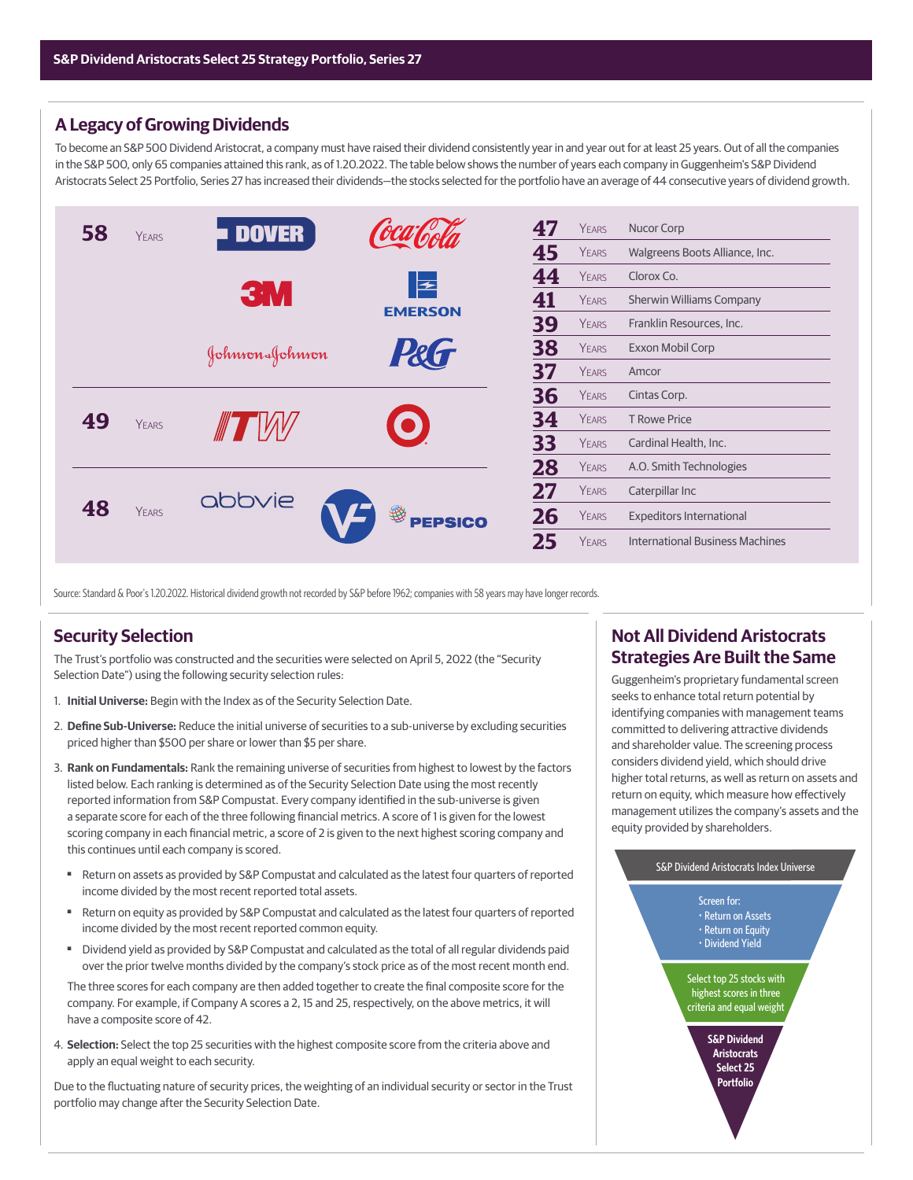## A Legacy of Growing Dividends

To become an S&P 500 Dividend Aristocrat, a company must have raised their dividend consistently year in and year out for at least 25 years. Out of all the companies in the S&P 500, only 65 companies attained this rank, as of 1.20.2022. The table below shows the number of years each company in Guggenheim's S&P Dividend Aristocrats Select 25 Portfolio, Series 27 has increased their dividends—the stocks selected for the portfolio have an average of 44 consecutive years of dividend growth.

| Years | Companies |
|---|---|
| 58 Years | Dover, Coca-Cola, 3M, Emerson, Johnson & Johnson, P&G |
| 49 Years | ITW, Target |
| 48 Years | AbbVie, VF, PepsiCo |

| Years | Company |
|---|---|
| 47 Years | Nucor Corp |
| 45 Years | Walgreens Boots Alliance, Inc. |
| 44 Years | Clorox Co. |
| 41 Years | Sherwin Williams Company |
| 39 Years | Franklin Resources, Inc. |
| 38 Years | Exxon Mobil Corp |
| 37 Years | Amcor |
| 36 Years | Cintas Corp. |
| 34 Years | T Rowe Price |
| 33 Years | Cardinal Health, Inc. |
| 28 Years | A.O. Smith Technologies |
| 27 Years | Caterpillar Inc |
| 26 Years | Expeditors International |
| 25 Years | International Business Machines |

Source: Standard & Poor's 1.20.2022. Historical dividend growth not recorded by S&P before 1962; companies with 58 years may have longer records.

## Security Selection

The Trust's portfolio was constructed and the securities were selected on April 5, 2022 (the "Security Selection Date") using the following security selection rules:

1. **Initial Universe:** Begin with the Index as of the Security Selection Date.
2. **Define Sub-Universe:** Reduce the initial universe of securities to a sub-universe by excluding securities priced higher than $500 per share or lower than $5 per share.
3. **Rank on Fundamentals:** Rank the remaining universe of securities from highest to lowest by the factors listed below. Each ranking is determined as of the Security Selection Date using the most recently reported information from S&P Compustat. Every company identified in the sub-universe is given a separate score for each of the three following financial metrics. A score of 1 is given for the lowest scoring company in each financial metric, a score of 2 is given to the next highest scoring company and this continues until each company is scored.
   - Return on assets as provided by S&P Compustat and calculated as the latest four quarters of reported income divided by the most recent reported total assets.
   - Return on equity as provided by S&P Compustat and calculated as the latest four quarters of reported income divided by the most recent reported common equity.
   - Dividend yield as provided by S&P Compustat and calculated as the total of all regular dividends paid over the prior twelve months divided by the company's stock price as of the most recent month end.

   The three scores for each company are then added together to create the final composite score for the company. For example, if Company A scores a 2, 15 and 25, respectively, on the above metrics, it will have a composite score of 42.
4. **Selection:** Select the top 25 securities with the highest composite score from the criteria above and apply an equal weight to each security.

Due to the fluctuating nature of security prices, the weighting of an individual security or sector in the Trust portfolio may change after the Security Selection Date.

## Not All Dividend Aristocrats Strategies Are Built the Same

Guggenheim's proprietary fundamental screen seeks to enhance total return potential by identifying companies with management teams committed to delivering attractive dividends and shareholder value. The screening process considers dividend yield, which should drive higher total returns, as well as return on assets and return on equity, which measure how effectively management utilizes the company's assets and the equity provided by shareholders.

S&P Dividend Aristocrats Index Universe

Screen for:
- Return on Assets
- Return on Equity
- Dividend Yield

Select top 25 stocks with highest scores in three criteria and equal weight

S&P Dividend Aristocrats Select 25 Portfolio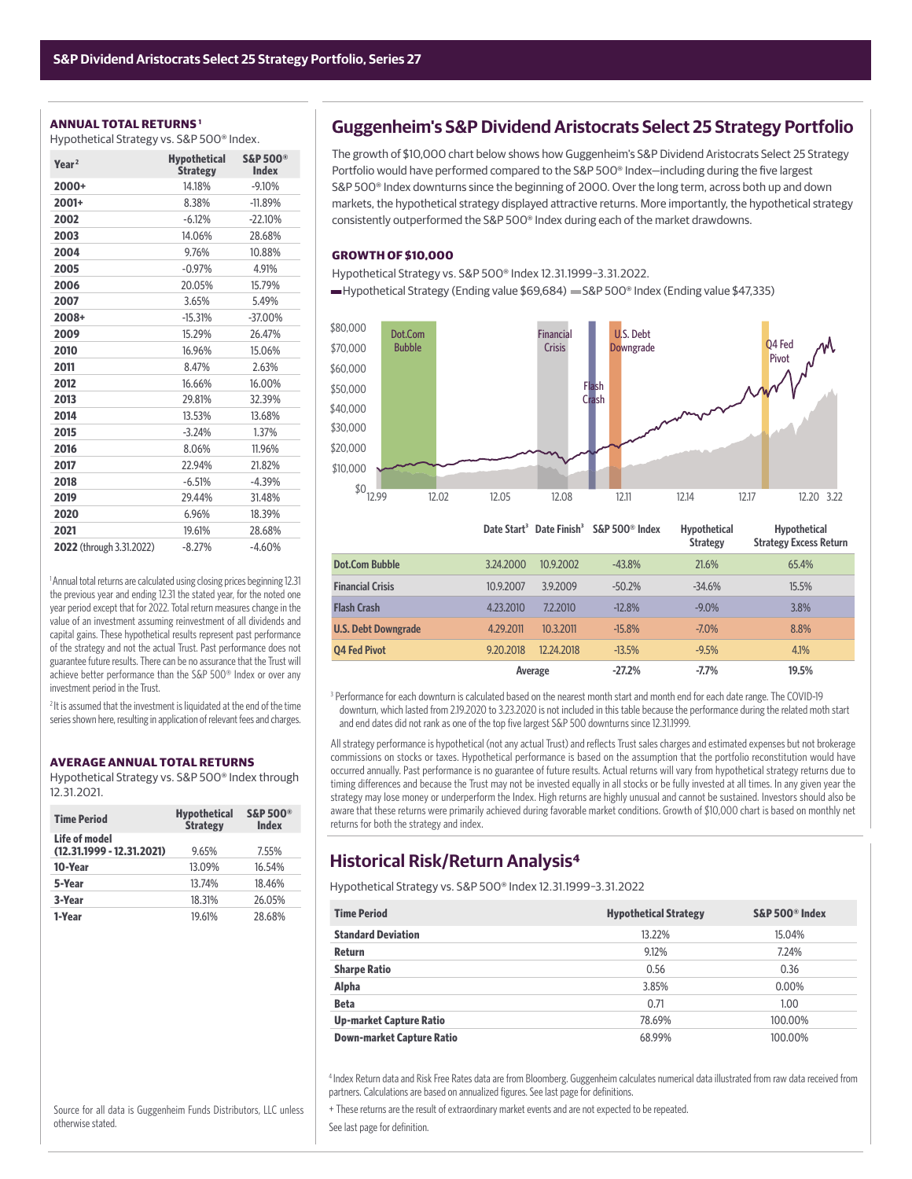## S&P Dividend Aristocrats Select 25 Strategy Portfolio, Series 27

### ANNUAL TOTAL RETURNS[1]

Hypothetical Strategy vs. S&P 500® Index.

| Year[2] | Hypothetical Strategy | S&P 500® Index |
|---|---|---|
| 2000+ | 14.18% | -9.10% |
| 2001+ | 8.38% | -11.89% |
| 2002 | -6.12% | -22.10% |
| 2003 | 14.06% | 28.68% |
| 2004 | 9.76% | 10.88% |
| 2005 | -0.97% | 4.91% |
| 2006 | 20.05% | 15.79% |
| 2007 | 3.65% | 5.49% |
| 2008+ | -15.31% | -37.00% |
| 2009 | 15.29% | 26.47% |
| 2010 | 16.96% | 15.06% |
| 2011 | 8.47% | 2.63% |
| 2012 | 16.66% | 16.00% |
| 2013 | 29.81% | 32.39% |
| 2014 | 13.53% | 13.68% |
| 2015 | -3.24% | 1.37% |
| 2016 | 8.06% | 11.96% |
| 2017 | 22.94% | 21.82% |
| 2018 | -6.51% | -4.39% |
| 2019 | 29.44% | 31.48% |
| 2020 | 6.96% | 18.39% |
| 2021 | 19.61% | 28.68% |
| 2022 (through 3.31.2022) | -8.27% | -4.60% |

[1] Annual total returns are calculated using closing prices beginning 12.31 the previous year and ending 12.31 the stated year, for the noted one year period except that for 2022. Total return measures change in the value of an investment assuming reinvestment of all dividends and capital gains. These hypothetical results represent past performance of the strategy and not the actual Trust. Past performance does not guarantee future results. There can be no assurance that the Trust will achieve better performance than the S&P 500® Index or over any investment period in the Trust.

[2] It is assumed that the investment is liquidated at the end of the time series shown here, resulting in application of relevant fees and charges.

### AVERAGE ANNUAL TOTAL RETURNS

Hypothetical Strategy vs. S&P 500® Index through 12.31.2021.

| Time Period | Hypothetical Strategy | S&P 500® Index |
|---|---|---|
| Life of model (12.31.1999 - 12.31.2021) | 9.65% | 7.55% |
| 10-Year | 13.09% | 16.54% |
| 5-Year | 13.74% | 18.46% |
| 3-Year | 18.31% | 26.05% |
| 1-Year | 19.61% | 28.68% |

Source for all data is Guggenheim Funds Distributors, LLC unless otherwise stated.

## Guggenheim's S&P Dividend Aristocrats Select 25 Strategy Portfolio

The growth of $10,000 chart below shows how Guggenheim's S&P Dividend Aristocrats Select 25 Strategy Portfolio would have performed compared to the S&P 500® Index—including during the five largest S&P 500® Index downturns since the beginning of 2000. Over the long term, across both up and down markets, the hypothetical strategy displayed attractive returns. More importantly, the hypothetical strategy consistently outperformed the S&P 500® Index during each of the market drawdowns.

### GROWTH OF $10,000

Hypothetical Strategy vs. S&P 500® Index 12.31.1999–3.31.2022.

Hypothetical Strategy (Ending value $69,684) S&P 500® Index (Ending value $47,335)

| | Date Start[3] | Date Finish[3] | S&P 500® Index | Hypothetical Strategy | Hypothetical Strategy Excess Return |
|---|---|---|---|---|---|
| Dot.Com Bubble | 3.24.2000 | 10.9.2002 | -43.8% | 21.6% | 65.4% |
| Financial Crisis | 10.9.2007 | 3.9.2009 | -50.2% | -34.6% | 15.5% |
| Flash Crash | 4.23.2010 | 7.2.2010 | -12.8% | -9.0% | 3.8% |
| U.S. Debt Downgrade | 4.29.2011 | 10.3.2011 | -15.8% | -7.0% | 8.8% |
| Q4 Fed Pivot | 9.20.2018 | 12.24.2018 | -13.5% | -9.5% | 4.1% |
| | | Average | -27.2% | -7.7% | 19.5% |

[3] Performance for each downturn is calculated based on the nearest month start and month end for each date range. The COVID-19 downturn, which lasted from 2.19.2020 to 3.23.2020 is not included in this table because the performance during the related moth start and end dates did not rank as one of the top five largest S&P 500 downturns since 12.31.1999.

All strategy performance is hypothetical (not any actual Trust) and reflects Trust sales charges and estimated expenses but not brokerage commissions on stocks or taxes. Hypothetical performance is based on the assumption that the portfolio reconstitution would have occurred annually. Past performance is no guarantee of future results. Actual returns will vary from hypothetical strategy returns due to timing differences and because the Trust may not be invested equally in all stocks or be fully invested at all times. In any given year the strategy may lose money or underperform the Index. High returns are highly unusual and cannot be sustained. Investors should also be aware that these returns were primarily achieved during favorable market conditions. Growth of $10,000 chart is based on monthly net returns for both the strategy and index.

## Historical Risk/Return Analysis[4]

Hypothetical Strategy vs. S&P 500® Index 12.31.1999–3.31.2022

| Time Period | Hypothetical Strategy | S&P 500® Index |
|---|---|---|
| Standard Deviation | 13.22% | 15.04% |
| Return | 9.12% | 7.24% |
| Sharpe Ratio | 0.56 | 0.36 |
| Alpha | 3.85% | 0.00% |
| Beta | 0.71 | 1.00 |
| Up-market Capture Ratio | 78.69% | 100.00% |
| Down-market Capture Ratio | 68.99% | 100.00% |

[4] Index Return data and Risk Free Rates data are from Bloomberg. Guggenheim calculates numerical data illustrated from raw data received from partners. Calculations are based on annualized figures. See last page for definitions.

+ These returns are the result of extraordinary market events and are not expected to be repeated.

See last page for definition.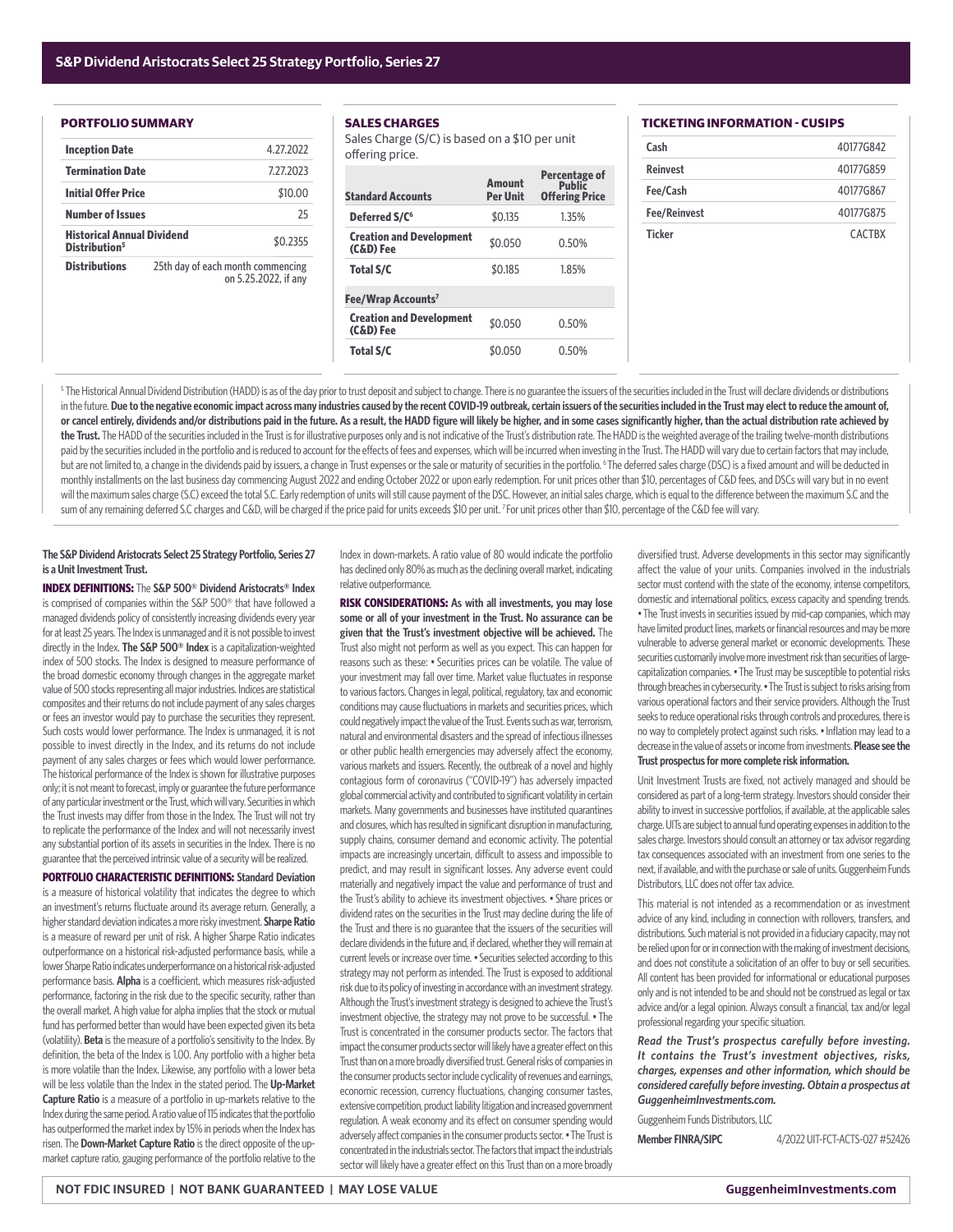# S&P Dividend Aristocrats Select 25 Strategy Portfolio, Series 27

## PORTFOLIO SUMMARY

| | |
|---|---|
| **Inception Date** | 4.27.2022 |
| **Termination Date** | 7.27.2023 |
| **Initial Offer Price** | $10.00 |
| **Number of Issues** | 25 |
| **Historical Annual Dividend Distribution**[5] | $0.2355 |
| **Distributions** | 25th day of each month commencing on 5.25.2022, if any |

## SALES CHARGES

Sales Charge (S/C) is based on a $10 per unit offering price.

| **Standard Accounts** | **Amount Per Unit** | **Percentage of Public Offering Price** |
|---|---|---|
| **Deferred S/C**[6] | $0.135 | 1.35% |
| **Creation and Development (C&D) Fee** | $0.050 | 0.50% |
| **Total S/C** | $0.185 | 1.85% |
| **Fee/Wrap Accounts**[7] | | |
| **Creation and Development (C&D) Fee** | $0.050 | 0.50% |
| **Total S/C** | $0.050 | 0.50% |

## TICKETING INFORMATION - CUSIPS

| | |
|---|---|
| **Cash** | 40177G842 |
| **Reinvest** | 40177G859 |
| **Fee/Cash** | 40177G867 |
| **Fee/Reinvest** | 40177G875 |
| **Ticker** | CACTBX |

[5] The Historical Annual Dividend Distribution (HADD) is as of the day prior to trust deposit and subject to change. There is no guarantee the issuers of the securities included in the Trust will declare dividends or distributions in the future. **Due to the negative economic impact across many industries caused by the recent COVID-19 outbreak, certain issuers of the securities included in the Trust may elect to reduce the amount of, or cancel entirely, dividends and/or distributions paid in the future. As a result, the HADD figure will likely be higher, and in some cases significantly higher, than the actual distribution rate achieved by the Trust.** The HADD of the securities included in the Trust is for illustrative purposes only and is not indicative of the Trust's distribution rate. The HADD is the weighted average of the trailing twelve-month distributions paid by the securities included in the portfolio and is reduced to account for the effects of fees and expenses, which will be incurred when investing in the Trust. The HADD will vary due to certain factors that may include, but are not limited to, a change in the dividends paid by issuers, a change in Trust expenses or the sale or maturity of securities in the portfolio. [6] The deferred sales charge (DSC) is a fixed amount and will be deducted in monthly installments on the last business day commencing August 2022 and ending October 2022 or upon early redemption. For unit prices other than $10, percentages of C&D fees, and DSCs will vary but in no event will the maximum sales charge (S.C) exceed the total S.C. Early redemption of units will still cause payment of the DSC. However, an initial sales charge, which is equal to the difference between the maximum S.C and the sum of any remaining deferred S.C charges and C&D, will be charged if the price paid for units exceeds $10 per unit. [7] For unit prices other than $10, percentage of the C&D fee will vary.

**The S&P Dividend Aristocrats Select 25 Strategy Portfolio, Series 27 is a Unit Investment Trust.**

**INDEX DEFINITIONS:** The **S&P 500® Dividend Aristocrats® Index** is comprised of companies within the S&P 500® that have followed a managed dividends policy of consistently increasing dividends every year for at least 25 years. The Index is unmanaged and it is not possible to invest directly in the Index. **The S&P 500® Index** is a capitalization-weighted index of 500 stocks. The Index is designed to measure performance of the broad domestic economy through changes in the aggregate market value of 500 stocks representing all major industries. Indices are statistical composites and their returns do not include payment of any sales charges or fees an investor would pay to purchase the securities they represent. Such costs would lower performance. The Index is unmanaged, it is not possible to invest directly in the Index, and its returns do not include payment of any sales charges or fees which would lower performance. The historical performance of the Index is shown for illustrative purposes only; it is not meant to forecast, imply or guarantee the future performance of any particular investment or the Trust, which will vary. Securities in which the Trust invests may differ from those in the Index. The Trust will not try to replicate the performance of the Index and will not necessarily invest any substantial portion of its assets in securities in the Index. There is no guarantee that the perceived intrinsic value of a security will be realized.

**PORTFOLIO CHARACTERISTIC DEFINITIONS: Standard Deviation** is a measure of historical volatility that indicates the degree to which an investment's returns fluctuate around its average return. Generally, a higher standard deviation indicates a more risky investment. **Sharpe Ratio** is a measure of reward per unit of risk. A higher Sharpe Ratio indicates outperformance on a historical risk-adjusted performance basis, while a lower Sharpe Ratio indicates underperformance on a historical risk-adjusted performance basis. **Alpha** is a coefficient, which measures risk-adjusted performance, factoring in the risk due to the specific security, rather than the overall market. A high value for alpha implies that the stock or mutual fund has performed better than would have been expected given its beta (volatility). **Beta** is the measure of a portfolio's sensitivity to the Index. By definition, the beta of the Index is 1.00. Any portfolio with a higher beta is more volatile than the Index. Likewise, any portfolio with a lower beta will be less volatile than the Index in the stated period. The **Up-Market Capture Ratio** is a measure of a portfolio in up-markets relative to the Index during the same period. A ratio value of 115 indicates that the portfolio has outperformed the market index by 15% in periods when the Index has risen. The **Down-Market Capture Ratio** is the direct opposite of the up-market capture ratio, gauging performance of the portfolio relative to the Index in down-markets. A ratio value of 80 would indicate the portfolio has declined only 80% as much as the declining overall market, indicating relative outperformance.

**RISK CONSIDERATIONS: As with all investments, you may lose some or all of your investment in the Trust. No assurance can be given that the Trust's investment objective will be achieved.** The Trust also might not perform as well as you expect. This can happen for reasons such as these: • Securities prices can be volatile. The value of your investment may fall over time. Market value fluctuates in response to various factors. Changes in legal, political, regulatory, tax and economic conditions may cause fluctuations in markets and securities prices, which could negatively impact the value of the Trust. Events such as war, terrorism, natural and environmental disasters and the spread of infectious illnesses or other public health emergencies may adversely affect the economy, various markets and issuers. Recently, the outbreak of a novel and highly contagious form of coronavirus ("COVID-19") has adversely impacted global commercial activity and contributed to significant volatility in certain markets. Many governments and businesses have instituted quarantines and closures, which has resulted in significant disruption in manufacturing, supply chains, consumer demand and economic activity. The potential impacts are increasingly uncertain, difficult to assess and impossible to predict, and may result in significant losses. Any adverse event could materially and negatively impact the value and performance of trust and the Trust's ability to achieve its investment objectives. • Share prices or dividend rates on the securities in the Trust may decline during the life of the Trust and there is no guarantee that the issuers of the securities will declare dividends in the future and, if declared, whether they will remain at current levels or increase over time. • Securities selected according to this strategy may not perform as intended. The Trust is exposed to additional risk due to its policy of investing in accordance with an investment strategy. Although the Trust's investment strategy is designed to achieve the Trust's investment objective, the strategy may not prove to be successful. • The Trust is concentrated in the consumer products sector. The factors that impact the consumer products sector will likely have a greater effect on this Trust than on a more broadly diversified trust. General risks of companies in the consumer products sector include cyclicality of revenues and earnings, economic recession, currency fluctuations, changing consumer tastes, extensive competition, product liability litigation and increased government regulation. A weak economy and its effect on consumer spending would adversely affect companies in the consumer products sector. • The Trust is concentrated in the industrials sector. The factors that impact the industrials sector will likely have a greater effect on this Trust than on a more broadly diversified trust. Adverse developments in this sector may significantly affect the value of your units. Companies involved in the industrials sector must contend with the state of the economy, intense competitors, domestic and international politics, excess capacity and spending trends. • The Trust invests in securities issued by mid-cap companies, which may have limited product lines, markets or financial resources and may be more vulnerable to adverse general market or economic developments. These securities customarily involve more investment risk than securities of large-capitalization companies. • The Trust may be susceptible to potential risks through breaches in cybersecurity. • The Trust is subject to risks arising from various operational factors and their service providers. Although the Trust seeks to reduce operational risks through controls and procedures, there is no way to completely protect against such risks. • Inflation may lead to a decrease in the value of assets or income from investments. **Please see the Trust prospectus for more complete risk information.**

Unit Investment Trusts are fixed, not actively managed and should be considered as part of a long-term strategy. Investors should consider their ability to invest in successive portfolios, if available, at the applicable sales charge. UITs are subject to annual fund operating expenses in addition to the sales charge. Investors should consult an attorney or tax advisor regarding tax consequences associated with an investment from one series to the next, if available, and with the purchase or sale of units. Guggenheim Funds Distributors, LLC does not offer tax advice.

This material is not intended as a recommendation or as investment advice of any kind, including in connection with rollovers, transfers, and distributions. Such material is not provided in a fiduciary capacity, may not be relied upon for or in connection with the making of investment decisions, and does not constitute a solicitation of an offer to buy or sell securities. All content has been provided for informational or educational purposes only and is not intended to be and should not be construed as legal or tax advice and/or a legal opinion. Always consult a financial, tax and/or legal professional regarding your specific situation.

***Read the Trust's prospectus carefully before investing. It contains the Trust's investment objectives, risks, charges, expenses and other information, which should be considered carefully before investing. Obtain a prospectus at GuggenheimInvestments.com.***

Guggenheim Funds Distributors, LLC

**Member FINRA/SIPC** 4/2022 UIT-FCT-ACTS-027 #52426

NOT FDIC INSURED | NOT BANK GUARANTEED | MAY LOSE VALUE

GuggenheimInvestments.com